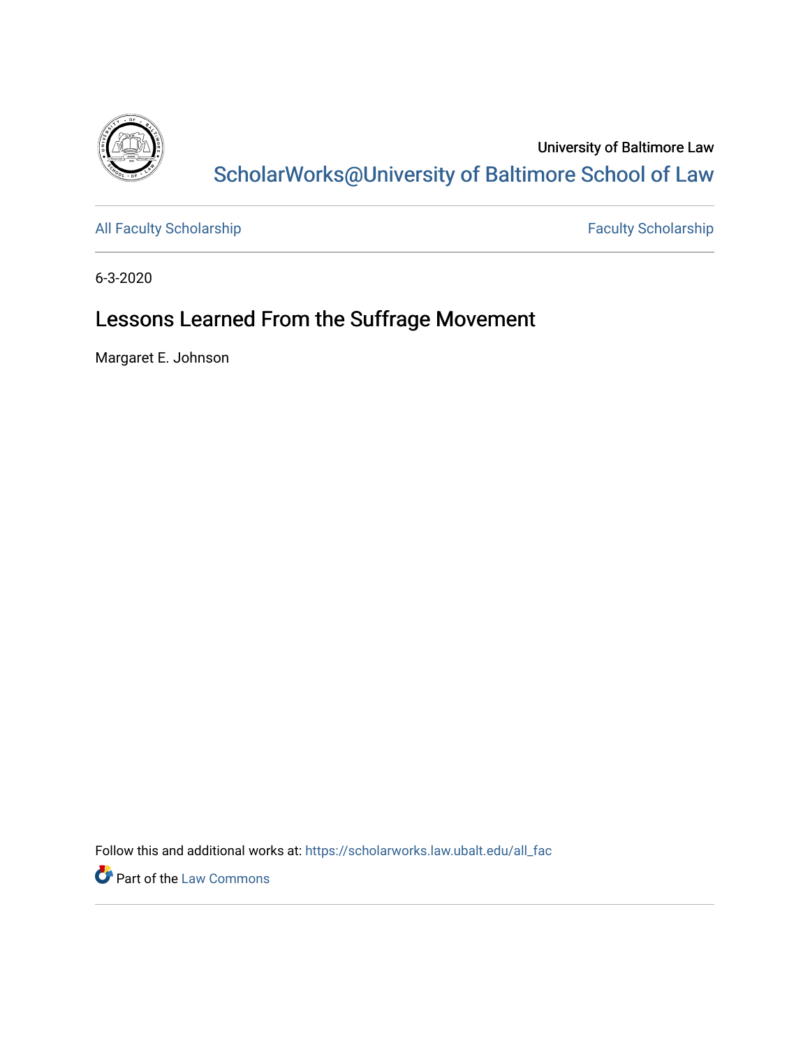University of Baltimore Law

ScholarWorks@University of Baltimore School of Law

All Faculty Scholarship | Faculty Scholarship

6-3-2020

# Lessons Learned From the Suffrage Movement

Margaret E. Johnson

Follow this and additional works at: https://scholarworks.law.ubalt.edu/all_fac

Part of the Law Commons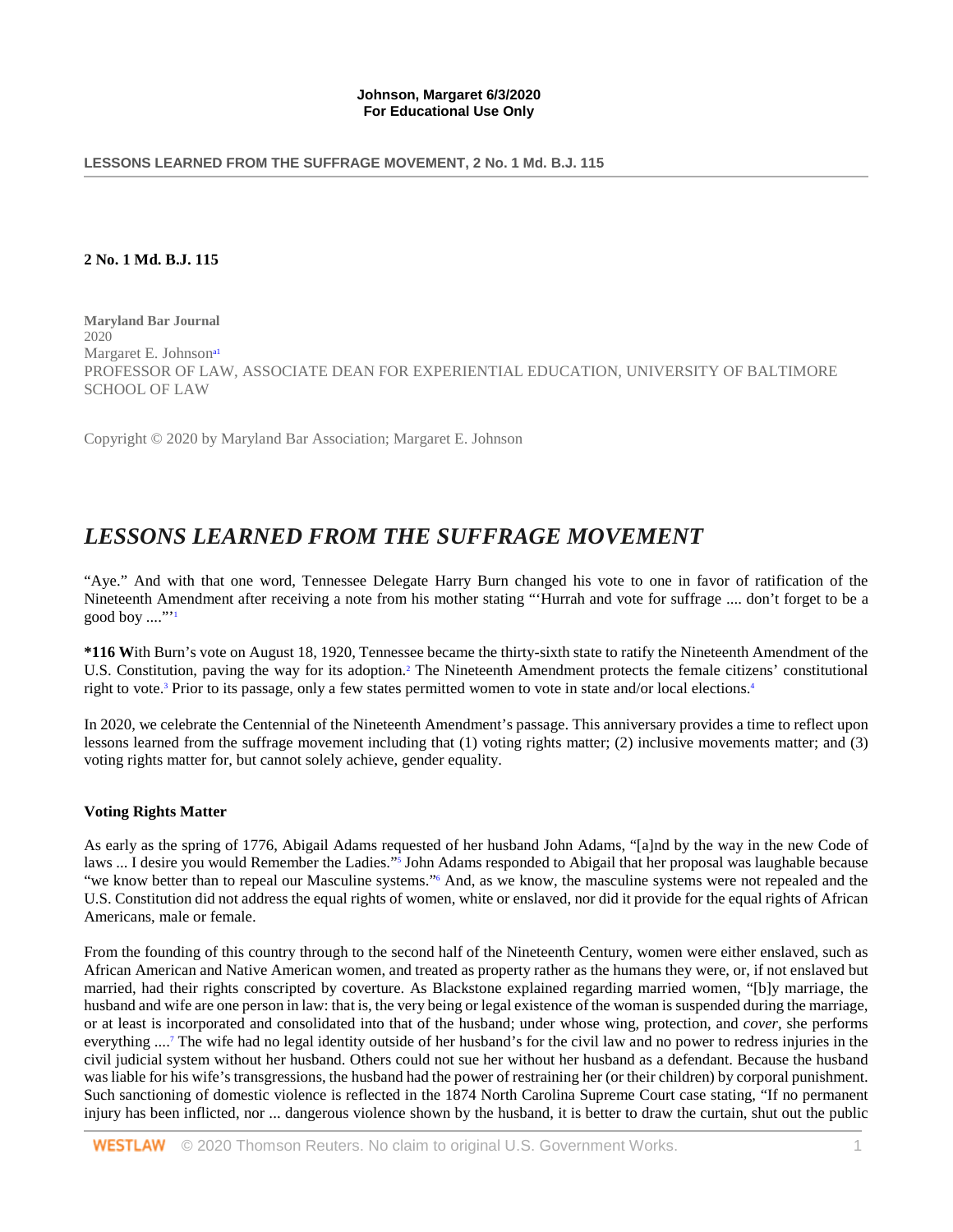**2 No. 1 Md. B.J. 115**

**Maryland Bar Journal**
2020
Margaret E. Johnson[a1]
PROFESSOR OF LAW, ASSOCIATE DEAN FOR EXPERIENTIAL EDUCATION, UNIVERSITY OF BALTIMORE SCHOOL OF LAW

Copyright © 2020 by Maryland Bar Association; Margaret E. Johnson

# *LESSONS LEARNED FROM THE SUFFRAGE MOVEMENT*

"Aye." And with that one word, Tennessee Delegate Harry Burn changed his vote to one in favor of ratification of the Nineteenth Amendment after receiving a note from his mother stating "'Hurrah and vote for suffrage .... don't forget to be a good boy ....'"[1]

**\*116 W**ith Burn's vote on August 18, 1920, Tennessee became the thirty-sixth state to ratify the Nineteenth Amendment of the U.S. Constitution, paving the way for its adoption.[2] The Nineteenth Amendment protects the female citizens' constitutional right to vote.[3] Prior to its passage, only a few states permitted women to vote in state and/or local elections.[4]

In 2020, we celebrate the Centennial of the Nineteenth Amendment's passage. This anniversary provides a time to reflect upon lessons learned from the suffrage movement including that (1) voting rights matter; (2) inclusive movements matter; and (3) voting rights matter for, but cannot solely achieve, gender equality.

### Voting Rights Matter

As early as the spring of 1776, Abigail Adams requested of her husband John Adams, "[a]nd by the way in the new Code of laws ... I desire you would Remember the Ladies."[5] John Adams responded to Abigail that her proposal was laughable because "we know better than to repeal our Masculine systems."[6] And, as we know, the masculine systems were not repealed and the U.S. Constitution did not address the equal rights of women, white or enslaved, nor did it provide for the equal rights of African Americans, male or female.

From the founding of this country through to the second half of the Nineteenth Century, women were either enslaved, such as African American and Native American women, and treated as property rather as the humans they were, or, if not enslaved but married, had their rights conscripted by coverture. As Blackstone explained regarding married women, "[b]y marriage, the husband and wife are one person in law: that is, the very being or legal existence of the woman is suspended during the marriage, or at least is incorporated and consolidated into that of the husband; under whose wing, protection, and *cover*, she performs everything ....[7] The wife had no legal identity outside of her husband's for the civil law and no power to redress injuries in the civil judicial system without her husband. Others could not sue her without her husband as a defendant. Because the husband was liable for his wife's transgressions, the husband had the power of restraining her (or their children) by corporal punishment. Such sanctioning of domestic violence is reflected in the 1874 North Carolina Supreme Court case stating, "If no permanent injury has been inflicted, nor ... dangerous violence shown by the husband, it is better to draw the curtain, shut out the public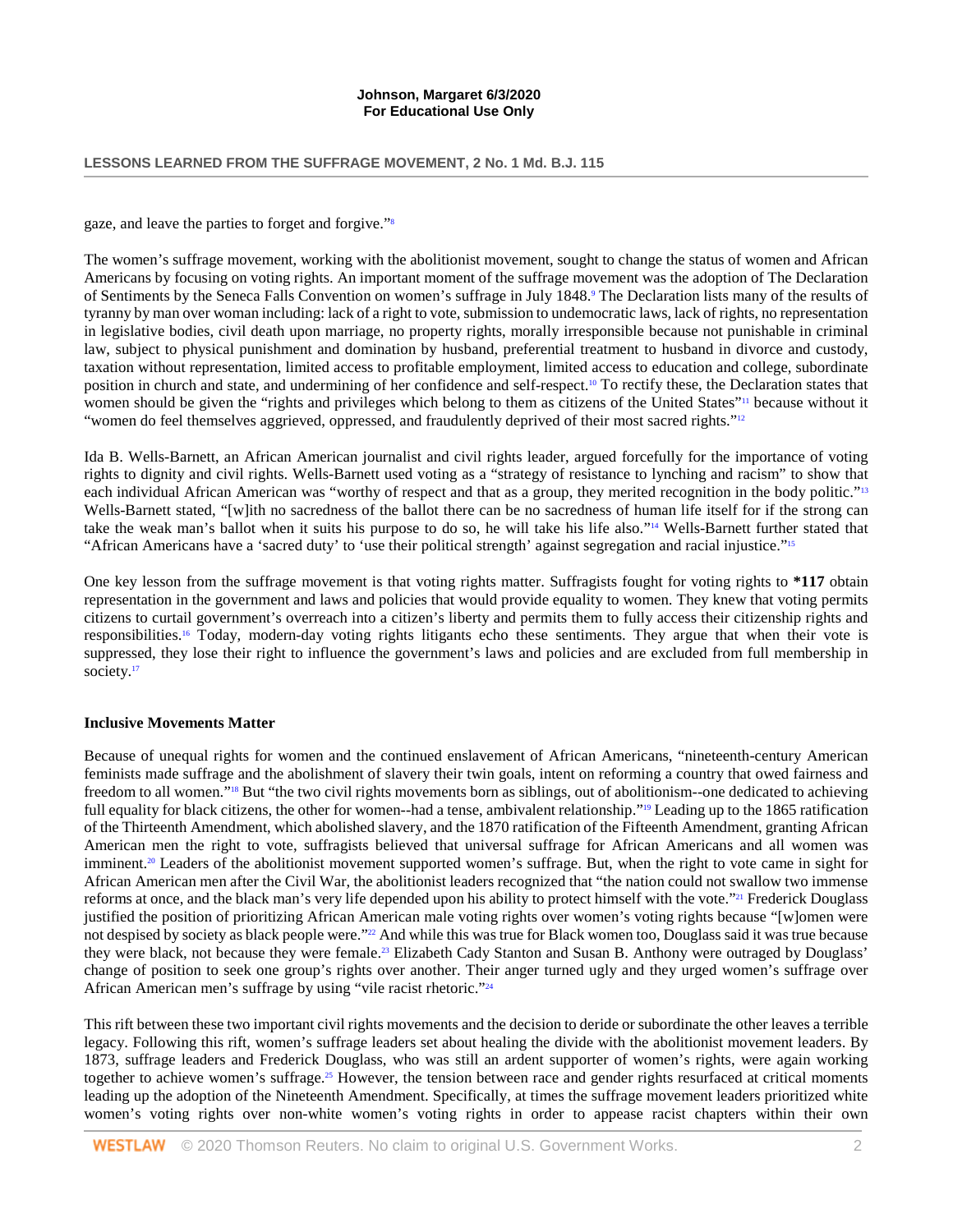gaze, and leave the parties to forget and forgive."[8]

The women's suffrage movement, working with the abolitionist movement, sought to change the status of women and African Americans by focusing on voting rights. An important moment of the suffrage movement was the adoption of The Declaration of Sentiments by the Seneca Falls Convention on women's suffrage in July 1848.[9] The Declaration lists many of the results of tyranny by man over woman including: lack of a right to vote, submission to undemocratic laws, lack of rights, no representation in legislative bodies, civil death upon marriage, no property rights, morally irresponsible because not punishable in criminal law, subject to physical punishment and domination by husband, preferential treatment to husband in divorce and custody, taxation without representation, limited access to profitable employment, limited access to education and college, subordinate position in church and state, and undermining of her confidence and self-respect.[10] To rectify these, the Declaration states that women should be given the "rights and privileges which belong to them as citizens of the United States"[11] because without it "women do feel themselves aggrieved, oppressed, and fraudulently deprived of their most sacred rights."[12]

Ida B. Wells-Barnett, an African American journalist and civil rights leader, argued forcefully for the importance of voting rights to dignity and civil rights. Wells-Barnett used voting as a "strategy of resistance to lynching and racism" to show that each individual African American was "worthy of respect and that as a group, they merited recognition in the body politic."[13] Wells-Barnett stated, "[w]ith no sacredness of the ballot there can be no sacredness of human life itself for if the strong can take the weak man's ballot when it suits his purpose to do so, he will take his life also."[14] Wells-Barnett further stated that "African Americans have a 'sacred duty' to 'use their political strength' against segregation and racial injustice."[15]

One key lesson from the suffrage movement is that voting rights matter. Suffragists fought for voting rights to **\*117** obtain representation in the government and laws and policies that would provide equality to women. They knew that voting permits citizens to curtail government's overreach into a citizen's liberty and permits them to fully access their citizenship rights and responsibilities.[16] Today, modern-day voting rights litigants echo these sentiments. They argue that when their vote is suppressed, they lose their right to influence the government's laws and policies and are excluded from full membership in society.[17]

**Inclusive Movements Matter**

Because of unequal rights for women and the continued enslavement of African Americans, "nineteenth-century American feminists made suffrage and the abolishment of slavery their twin goals, intent on reforming a country that owed fairness and freedom to all women."[18] But "the two civil rights movements born as siblings, out of abolitionism--one dedicated to achieving full equality for black citizens, the other for women--had a tense, ambivalent relationship."[19] Leading up to the 1865 ratification of the Thirteenth Amendment, which abolished slavery, and the 1870 ratification of the Fifteenth Amendment, granting African American men the right to vote, suffragists believed that universal suffrage for African Americans and all women was imminent.[20] Leaders of the abolitionist movement supported women's suffrage. But, when the right to vote came in sight for African American men after the Civil War, the abolitionist leaders recognized that "the nation could not swallow two immense reforms at once, and the black man's very life depended upon his ability to protect himself with the vote."[21] Frederick Douglass justified the position of prioritizing African American male voting rights over women's voting rights because "[w]omen were not despised by society as black people were."[22] And while this was true for Black women too, Douglass said it was true because they were black, not because they were female.[23] Elizabeth Cady Stanton and Susan B. Anthony were outraged by Douglass' change of position to seek one group's rights over another. Their anger turned ugly and they urged women's suffrage over African American men's suffrage by using "vile racist rhetoric."[24]

This rift between these two important civil rights movements and the decision to deride or subordinate the other leaves a terrible legacy. Following this rift, women's suffrage leaders set about healing the divide with the abolitionist movement leaders. By 1873, suffrage leaders and Frederick Douglass, who was still an ardent supporter of women's rights, were again working together to achieve women's suffrage.[25] However, the tension between race and gender rights resurfaced at critical moments leading up the adoption of the Nineteenth Amendment. Specifically, at times the suffrage movement leaders prioritized white women's voting rights over non-white women's voting rights in order to appease racist chapters within their own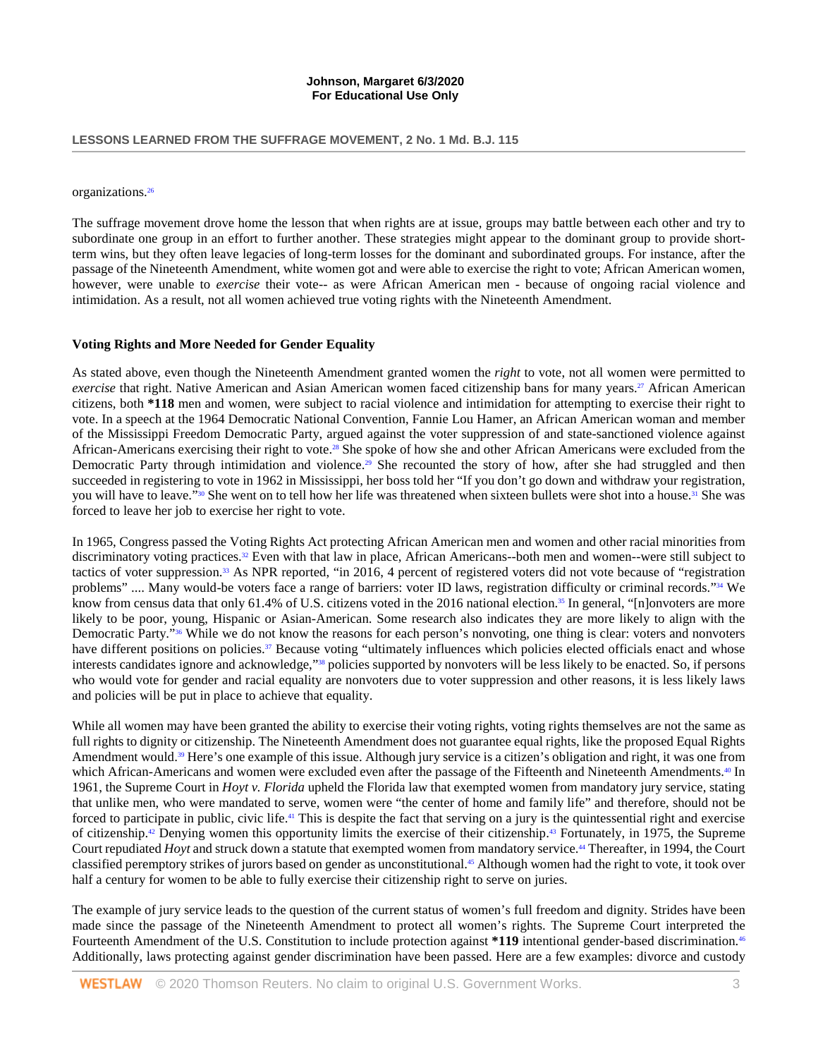organizations.[26]

The suffrage movement drove home the lesson that when rights are at issue, groups may battle between each other and try to subordinate one group in an effort to further another. These strategies might appear to the dominant group to provide short-term wins, but they often leave legacies of long-term losses for the dominant and subordinated groups. For instance, after the passage of the Nineteenth Amendment, white women got and were able to exercise the right to vote; African American women, however, were unable to *exercise* their vote-- as were African American men - because of ongoing racial violence and intimidation. As a result, not all women achieved true voting rights with the Nineteenth Amendment.

## Voting Rights and More Needed for Gender Equality

As stated above, even though the Nineteenth Amendment granted women the *right* to vote, not all women were permitted to *exercise* that right. Native American and Asian American women faced citizenship bans for many years.[27] African American citizens, both **\*118** men and women, were subject to racial violence and intimidation for attempting to exercise their right to vote. In a speech at the 1964 Democratic National Convention, Fannie Lou Hamer, an African American woman and member of the Mississippi Freedom Democratic Party, argued against the voter suppression of and state-sanctioned violence against African-Americans exercising their right to vote.[28] She spoke of how she and other African Americans were excluded from the Democratic Party through intimidation and violence.[29] She recounted the story of how, after she had struggled and then succeeded in registering to vote in 1962 in Mississippi, her boss told her "If you don't go down and withdraw your registration, you will have to leave."[30] She went on to tell how her life was threatened when sixteen bullets were shot into a house.[31] She was forced to leave her job to exercise her right to vote.

In 1965, Congress passed the Voting Rights Act protecting African American men and women and other racial minorities from discriminatory voting practices.[32] Even with that law in place, African Americans--both men and women--were still subject to tactics of voter suppression.[33] As NPR reported, "in 2016, 4 percent of registered voters did not vote because of "registration problems" .... Many would-be voters face a range of barriers: voter ID laws, registration difficulty or criminal records."[34] We know from census data that only 61.4% of U.S. citizens voted in the 2016 national election.[35] In general, "[n]onvoters are more likely to be poor, young, Hispanic or Asian-American. Some research also indicates they are more likely to align with the Democratic Party."[36] While we do not know the reasons for each person's nonvoting, one thing is clear: voters and nonvoters have different positions on policies.[37] Because voting "ultimately influences which policies elected officials enact and whose interests candidates ignore and acknowledge,"[38] policies supported by nonvoters will be less likely to be enacted. So, if persons who would vote for gender and racial equality are nonvoters due to voter suppression and other reasons, it is less likely laws and policies will be put in place to achieve that equality.

While all women may have been granted the ability to exercise their voting rights, voting rights themselves are not the same as full rights to dignity or citizenship. The Nineteenth Amendment does not guarantee equal rights, like the proposed Equal Rights Amendment would.[39] Here's one example of this issue. Although jury service is a citizen's obligation and right, it was one from which African-Americans and women were excluded even after the passage of the Fifteenth and Nineteenth Amendments.[40] In 1961, the Supreme Court in *Hoyt v. Florida* upheld the Florida law that exempted women from mandatory jury service, stating that unlike men, who were mandated to serve, women were "the center of home and family life" and therefore, should not be forced to participate in public, civic life.[41] This is despite the fact that serving on a jury is the quintessential right and exercise of citizenship.[42] Denying women this opportunity limits the exercise of their citizenship.[43] Fortunately, in 1975, the Supreme Court repudiated *Hoyt* and struck down a statute that exempted women from mandatory service.[44] Thereafter, in 1994, the Court classified peremptory strikes of jurors based on gender as unconstitutional.[45] Although women had the right to vote, it took over half a century for women to be able to fully exercise their citizenship right to serve on juries.

The example of jury service leads to the question of the current status of women's full freedom and dignity. Strides have been made since the passage of the Nineteenth Amendment to protect all women's rights. The Supreme Court interpreted the Fourteenth Amendment of the U.S. Constitution to include protection against **\*119** intentional gender-based discrimination.[46] Additionally, laws protecting against gender discrimination have been passed. Here are a few examples: divorce and custody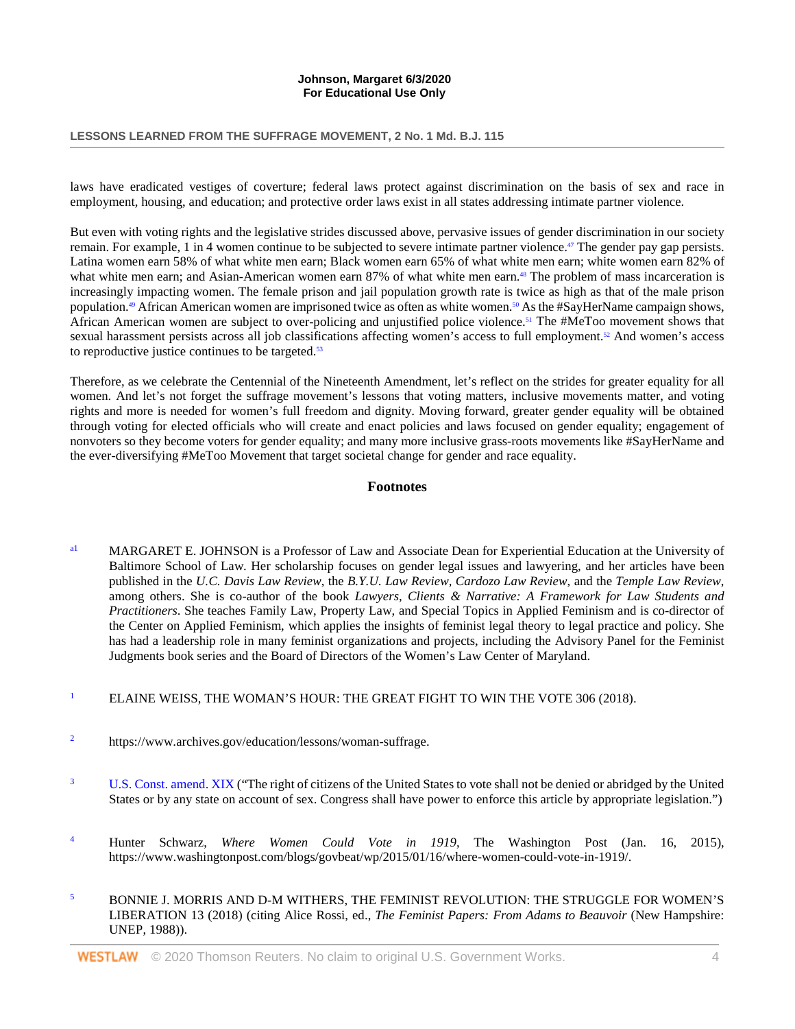laws have eradicated vestiges of coverture; federal laws protect against discrimination on the basis of sex and race in employment, housing, and education; and protective order laws exist in all states addressing intimate partner violence.

But even with voting rights and the legislative strides discussed above, pervasive issues of gender discrimination in our society remain. For example, 1 in 4 women continue to be subjected to severe intimate partner violence.[47] The gender pay gap persists. Latina women earn 58% of what white men earn; Black women earn 65% of what white men earn; white women earn 82% of what white men earn; and Asian-American women earn 87% of what white men earn.[48] The problem of mass incarceration is increasingly impacting women. The female prison and jail population growth rate is twice as high as that of the male prison population.[49] African American women are imprisoned twice as often as white women.[50] As the #SayHerName campaign shows, African American women are subject to over-policing and unjustified police violence.[51] The #MeToo movement shows that sexual harassment persists across all job classifications affecting women's access to full employment.[52] And women's access to reproductive justice continues to be targeted.[53]

Therefore, as we celebrate the Centennial of the Nineteenth Amendment, let's reflect on the strides for greater equality for all women. And let's not forget the suffrage movement's lessons that voting matters, inclusive movements matter, and voting rights and more is needed for women's full freedom and dignity. Moving forward, greater gender equality will be obtained through voting for elected officials who will create and enact policies and laws focused on gender equality; engagement of nonvoters so they become voters for gender equality; and many more inclusive grass-roots movements like #SayHerName and the ever-diversifying #MeToo Movement that target societal change for gender and race equality.

## Footnotes

[a1] MARGARET E. JOHNSON is a Professor of Law and Associate Dean for Experiential Education at the University of Baltimore School of Law. Her scholarship focuses on gender legal issues and lawyering, and her articles have been published in the *U.C. Davis Law Review*, the *B.Y.U. Law Review*, *Cardozo Law Review*, and the *Temple Law Review*, among others. She is co-author of the book *Lawyers, Clients & Narrative: A Framework for Law Students and Practitioners*. She teaches Family Law, Property Law, and Special Topics in Applied Feminism and is co-director of the Center on Applied Feminism, which applies the insights of feminist legal theory to legal practice and policy. She has had a leadership role in many feminist organizations and projects, including the Advisory Panel for the Feminist Judgments book series and the Board of Directors of the Women's Law Center of Maryland.

[1] ELAINE WEISS, THE WOMAN'S HOUR: THE GREAT FIGHT TO WIN THE VOTE 306 (2018).

[2] https://www.archives.gov/education/lessons/woman-suffrage.

[3] U.S. Const. amend. XIX ("The right of citizens of the United States to vote shall not be denied or abridged by the United States or by any state on account of sex. Congress shall have power to enforce this article by appropriate legislation.")

[4] Hunter Schwarz, *Where Women Could Vote in 1919*, The Washington Post (Jan. 16, 2015), https://www.washingtonpost.com/blogs/govbeat/wp/2015/01/16/where-women-could-vote-in-1919/.

[5] BONNIE J. MORRIS AND D-M WITHERS, THE FEMINIST REVOLUTION: THE STRUGGLE FOR WOMEN'S LIBERATION 13 (2018) (citing Alice Rossi, ed., *The Feminist Papers: From Adams to Beauvoir* (New Hampshire: UNEP, 1988)).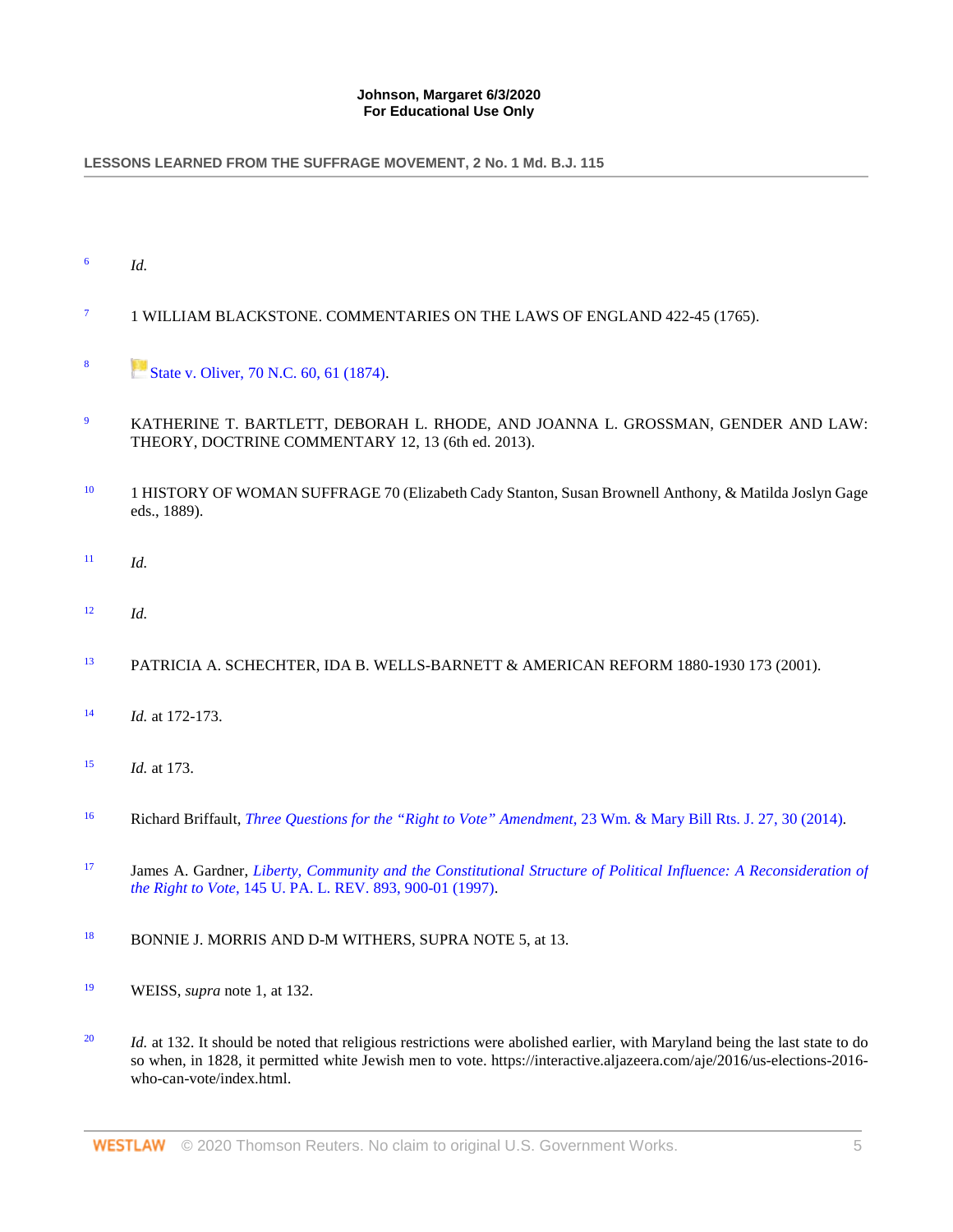[6] *Id.*

[7] 1 WILLIAM BLACKSTONE. COMMENTARIES ON THE LAWS OF ENGLAND 422-45 (1765).

[8] State v. Oliver, 70 N.C. 60, 61 (1874).

[9] KATHERINE T. BARTLETT, DEBORAH L. RHODE, AND JOANNA L. GROSSMAN, GENDER AND LAW: THEORY, DOCTRINE COMMENTARY 12, 13 (6th ed. 2013).

[10] 1 HISTORY OF WOMAN SUFFRAGE 70 (Elizabeth Cady Stanton, Susan Brownell Anthony, & Matilda Joslyn Gage eds., 1889).

[11] *Id.*

[12] *Id.*

[13] PATRICIA A. SCHECHTER, IDA B. WELLS-BARNETT & AMERICAN REFORM 1880-1930 173 (2001).

[14] *Id.* at 172-173.

[15] *Id.* at 173.

[16] Richard Briffault, *Three Questions for the "Right to Vote" Amendment*, 23 Wm. & Mary Bill Rts. J. 27, 30 (2014).

[17] James A. Gardner, *Liberty, Community and the Constitutional Structure of Political Influence: A Reconsideration of the Right to Vote*, 145 U. PA. L. REV. 893, 900-01 (1997).

[18] BONNIE J. MORRIS AND D-M WITHERS, SUPRA NOTE 5, at 13.

[19] WEISS, *supra* note 1, at 132.

[20] *Id.* at 132. It should be noted that religious restrictions were abolished earlier, with Maryland being the last state to do so when, in 1828, it permitted white Jewish men to vote. https://interactive.aljazeera.com/aje/2016/us-elections-2016-who-can-vote/index.html.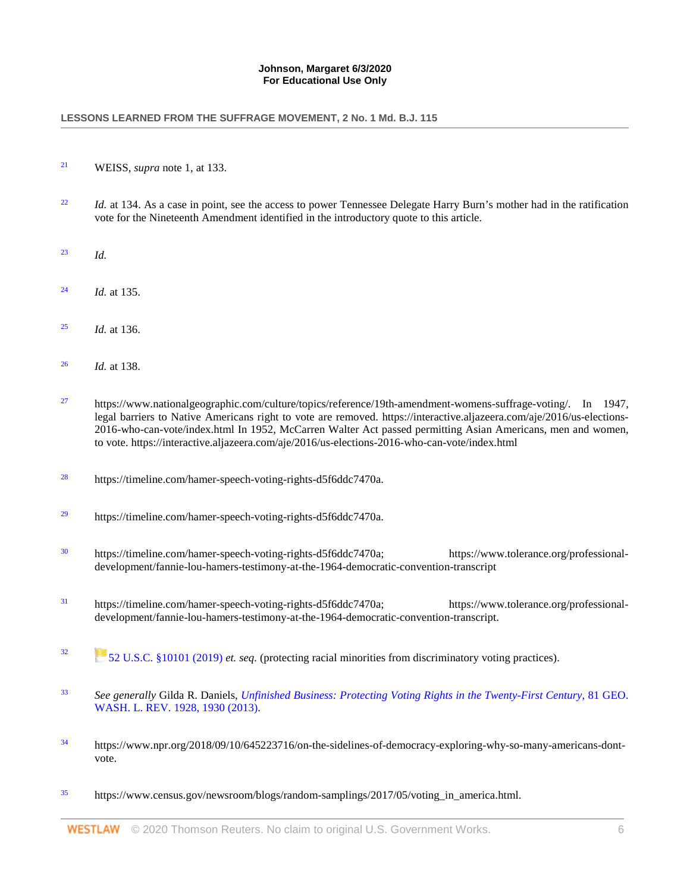[21] WEISS, *supra* note 1, at 133.

[22] *Id.* at 134. As a case in point, see the access to power Tennessee Delegate Harry Burn's mother had in the ratification vote for the Nineteenth Amendment identified in the introductory quote to this article.

[23] *Id.*

[24] *Id.* at 135.

[25] *Id.* at 136.

[26] *Id.* at 138.

[27] https://www.nationalgeographic.com/culture/topics/reference/19th-amendment-womens-suffrage-voting/. In 1947, legal barriers to Native Americans right to vote are removed. https://interactive.aljazeera.com/aje/2016/us-elections-2016-who-can-vote/index.html In 1952, McCarren Walter Act passed permitting Asian Americans, men and women, to vote. https://interactive.aljazeera.com/aje/2016/us-elections-2016-who-can-vote/index.html

[28] https://timeline.com/hamer-speech-voting-rights-d5f6ddc7470a.

[29] https://timeline.com/hamer-speech-voting-rights-d5f6ddc7470a.

[30] https://timeline.com/hamer-speech-voting-rights-d5f6ddc7470a; https://www.tolerance.org/professional-development/fannie-lou-hamers-testimony-at-the-1964-democratic-convention-transcript

[31] https://timeline.com/hamer-speech-voting-rights-d5f6ddc7470a; https://www.tolerance.org/professional-development/fannie-lou-hamers-testimony-at-the-1964-democratic-convention-transcript.

[32] 52 U.S.C. §10101 (2019) *et. seq.* (protecting racial minorities from discriminatory voting practices).

[33] *See generally* Gilda R. Daniels, *Unfinished Business: Protecting Voting Rights in the Twenty-First Century*, 81 GEO. WASH. L. REV. 1928, 1930 (2013).

[34] https://www.npr.org/2018/09/10/645223716/on-the-sidelines-of-democracy-exploring-why-so-many-americans-dont-vote.

[35] https://www.census.gov/newsroom/blogs/random-samplings/2017/05/voting_in_america.html.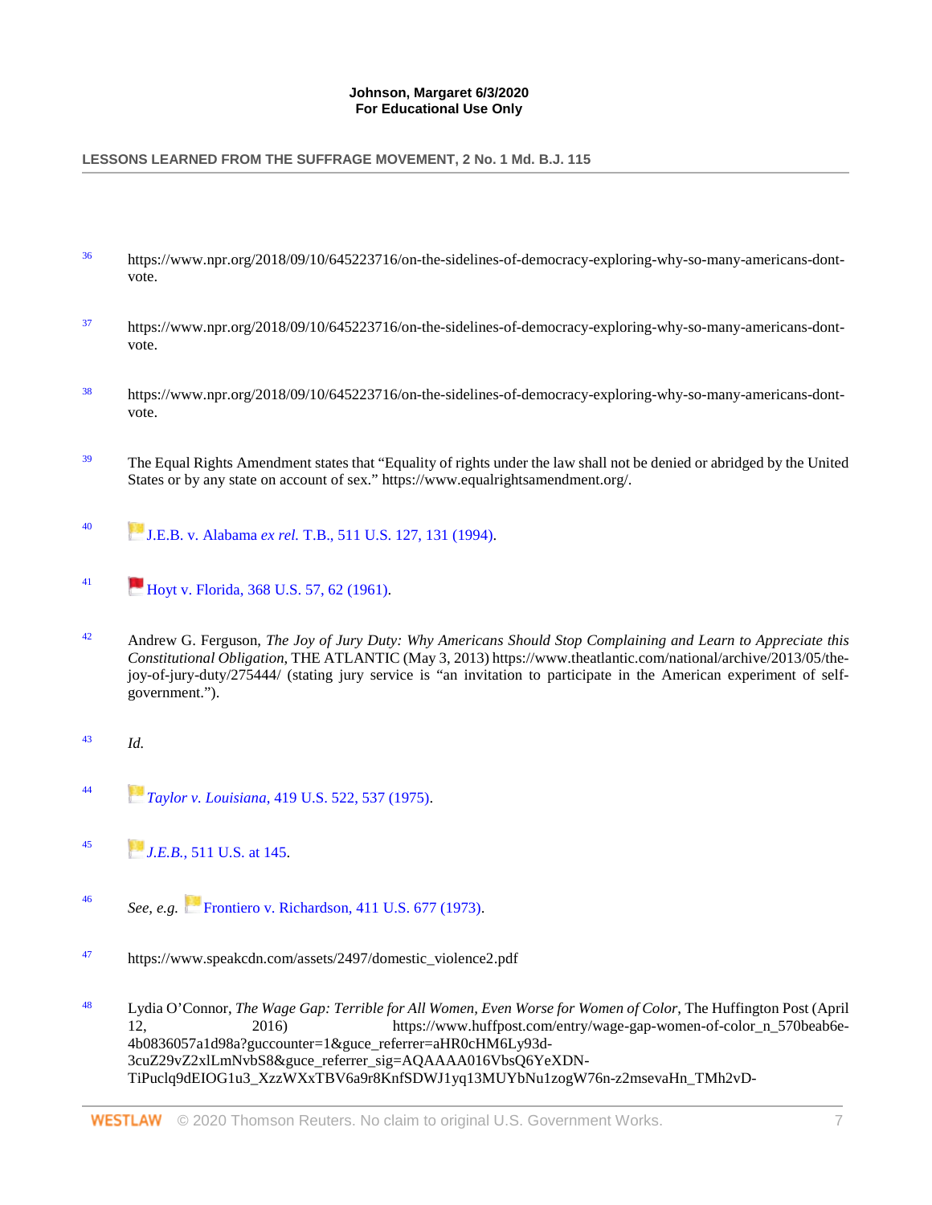36 https://www.npr.org/2018/09/10/645223716/on-the-sidelines-of-democracy-exploring-why-so-many-americans-dont-vote.

37 https://www.npr.org/2018/09/10/645223716/on-the-sidelines-of-democracy-exploring-why-so-many-americans-dont-vote.

38 https://www.npr.org/2018/09/10/645223716/on-the-sidelines-of-democracy-exploring-why-so-many-americans-dont-vote.

39 The Equal Rights Amendment states that "Equality of rights under the law shall not be denied or abridged by the United States or by any state on account of sex." https://www.equalrightsamendment.org/.

40 J.E.B. v. Alabama *ex rel.* T.B., 511 U.S. 127, 131 (1994).

41 Hoyt v. Florida, 368 U.S. 57, 62 (1961).

42 Andrew G. Ferguson, *The Joy of Jury Duty: Why Americans Should Stop Complaining and Learn to Appreciate this Constitutional Obligation*, THE ATLANTIC (May 3, 2013) https://www.theatlantic.com/national/archive/2013/05/the-joy-of-jury-duty/275444/ (stating jury service is "an invitation to participate in the American experiment of self-government.").

43 *Id.*

44 *Taylor v. Louisiana*, 419 U.S. 522, 537 (1975).

45 *J.E.B.*, 511 U.S. at 145.

46 *See, e.g.* Frontiero v. Richardson, 411 U.S. 677 (1973).

47 https://www.speakcdn.com/assets/2497/domestic_violence2.pdf

48 Lydia O'Connor, *The Wage Gap: Terrible for All Women, Even Worse for Women of Color*, The Huffington Post (April 12, 2016) https://www.huffpost.com/entry/wage-gap-women-of-color_n_570beab6e-4b0836057a1d98a?guccounter=1&guce_referrer=aHR0cHM6Ly93d-3cuZ29vZ2xlLmNvbS8&guce_referrer_sig=AQAAAA016VbsQ6YeXDN-TiPuclq9dEIOG1u3_XzzWXxTBV6a9r8KnfSDWJ1yq13MUYbNu1zogW76n-z2msevaHn_TMh2vD-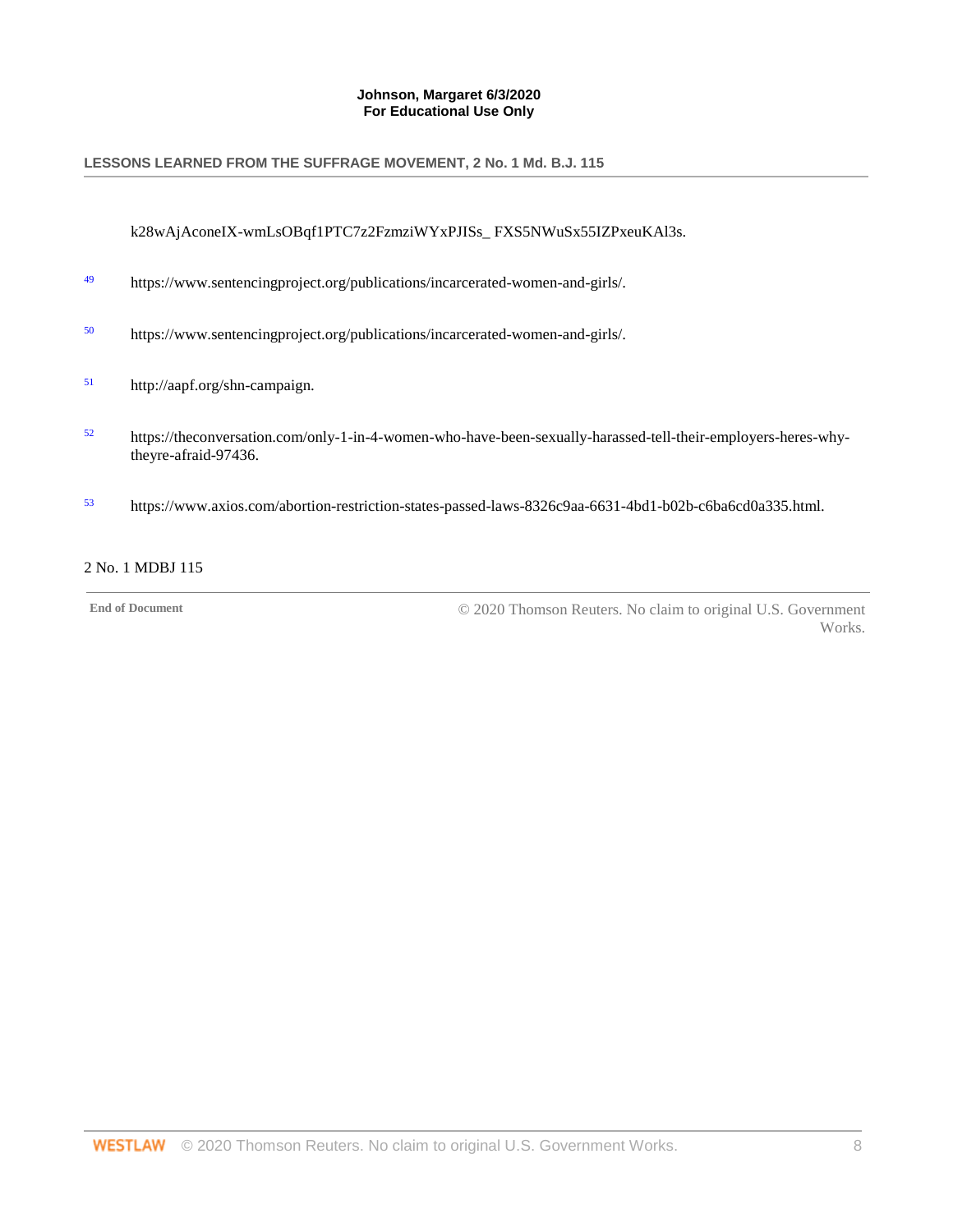k28wAjAconeIX-wmLsOBqf1PTC7z2FzmziWYxPJISs_ FXS5NWuSx55IZPxeuKAl3s.

49 https://www.sentencingproject.org/publications/incarcerated-women-and-girls/.

50 https://www.sentencingproject.org/publications/incarcerated-women-and-girls/.

51 http://aapf.org/shn-campaign.

52 https://theconversation.com/only-1-in-4-women-who-have-been-sexually-harassed-tell-their-employers-heres-why-theyre-afraid-97436.

53 https://www.axios.com/abortion-restriction-states-passed-laws-8326c9aa-6631-4bd1-b02b-c6ba6cd0a335.html.

2 No. 1 MDBJ 115

**End of Document** © 2020 Thomson Reuters. No claim to original U.S. Government Works.